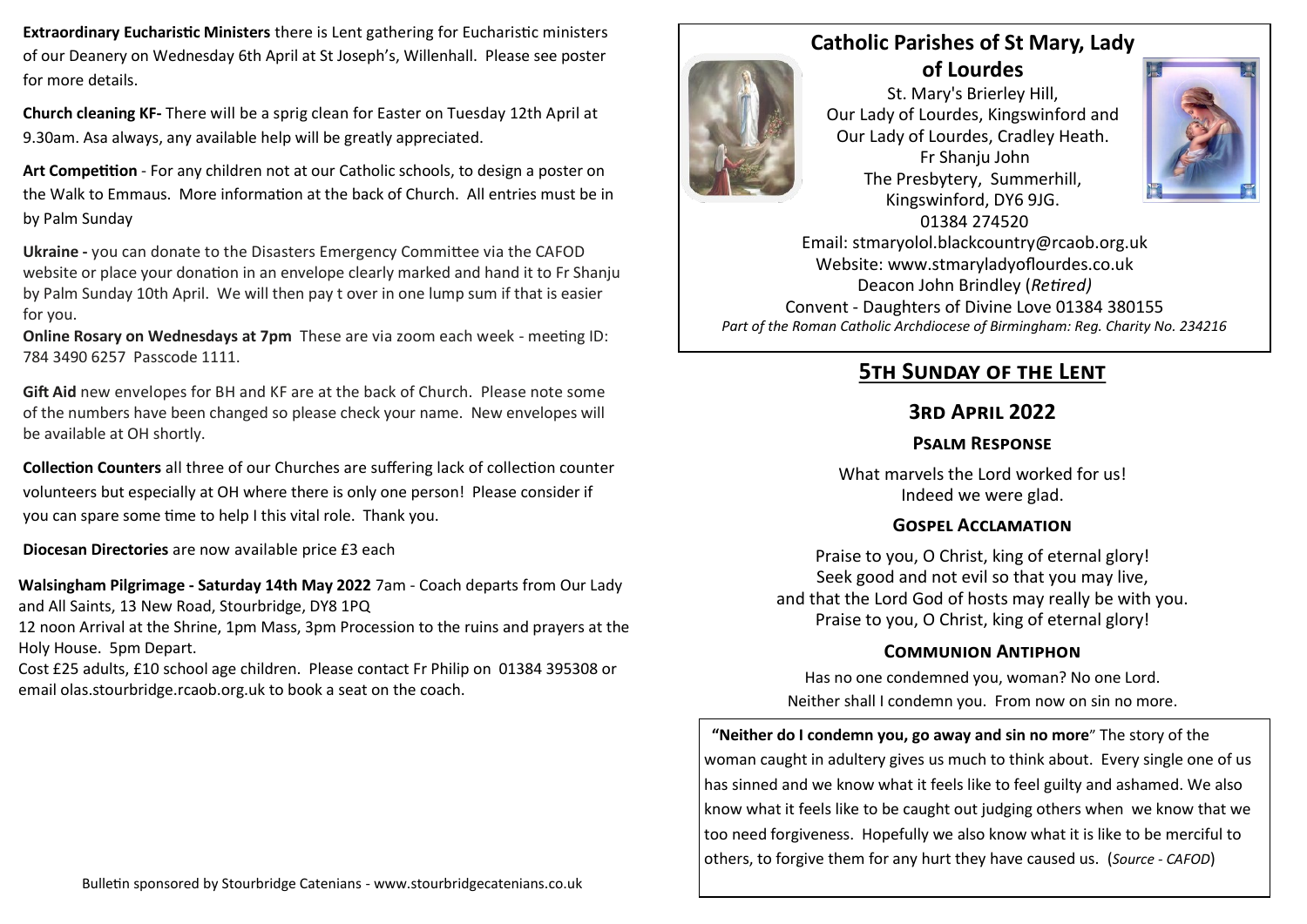**Extraordinary Eucharistic Ministers** there is Lent gathering for Eucharistic ministers of our Deanery on Wednesday 6th April at St Joseph's, Willenhall. Please see poster for more details.

**Church cleaning KF-** There will be a sprig clean for Easter on Tuesday 12th April at 9.30am. Asa always, any available help will be greatly appreciated.

**Art Competition** - For any children not at our Catholic schools, to design a poster on the Walk to Emmaus. More information at the back of Church. All entries must be in by Palm Sunday

**Ukraine -** you can donate to the Disasters Emergency Committee via the CAFOD website or place your donation in an envelope clearly marked and hand it to Fr Shanju by Palm Sunday 10th April. We will then pay t over in one lump sum if that is easier for you.

**Online Rosary on Wednesdays at 7pm** These are via zoom each week - meeting ID: 784 3490 6257 Passcode 1111.

**Gift Aid** new envelopes for BH and KF are at the back of Church. Please note some of the numbers have been changed so please check your name. New envelopes will be available at OH shortly.

**Collection Counters** all three of our Churches are suffering lack of collection counter volunteers but especially at OH where there is only one person! Please consider if you can spare some time to help I this vital role. Thank you.

**Diocesan Directories** are now available price £3 each

**Walsingham Pilgrimage - Saturday 14th May 2022** 7am - Coach departs from Our Lady and All Saints, 13 New Road, Stourbridge, DY8 1PQ
12 noon Arrival at the Shrine, 1pm Mass, 3pm Procession to the ruins and prayers at the Holy House. 5pm Depart.
Cost £25 adults, £10 school age children. Please contact Fr Philip on 01384 395308 or email olas.stourbridge.rcaob.org.uk to book a seat on the coach.

Bulletin sponsored by Stourbridge Catenians - www.stourbridgecatenians.co.uk

# Catholic Parishes of St Mary, Lady of Lourdes

St. Mary's Brierley Hill,
Our Lady of Lourdes, Kingswinford and
Our Lady of Lourdes, Cradley Heath.
Fr Shanju John
The Presbytery, Summerhill,
Kingswinford, DY6 9JG.
01384 274520
Email: stmaryolol.blackcountry@rcaob.org.uk
Website: www.stmaryladyoflourdes.co.uk
Deacon John Brindley (*Retired)*
Convent - Daughters of Divine Love 01384 380155
*Part of the Roman Catholic Archdiocese of Birmingham: Reg. Charity No. 234216*

## 5th Sunday of the Lent

## 3rd April 2022

### Psalm Response

What marvels the Lord worked for us!
Indeed we were glad.

### Gospel Acclamation

Praise to you, O Christ, king of eternal glory!
Seek good and not evil so that you may live,
and that the Lord God of hosts may really be with you.
Praise to you, O Christ, king of eternal glory!

### Communion Antiphon

Has no one condemned you, woman? No one Lord.
Neither shall I condemn you. From now on sin no more.

**"Neither do I condemn you, go away and sin no more**" The story of the woman caught in adultery gives us much to think about. Every single one of us has sinned and we know what it feels like to feel guilty and ashamed. We also know what it feels like to be caught out judging others when we know that we too need forgiveness. Hopefully we also know what it is like to be merciful to others, to forgive them for any hurt they have caused us. (*Source - CAFOD*)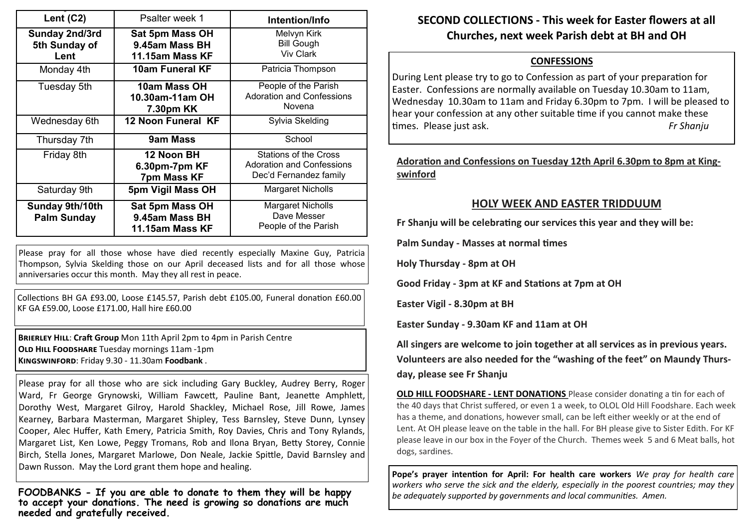| Lent (C2) | Psalter week 1 | Intention/Info |
|---|---|---|
| **Sunday 2nd/3rd 5th Sunday of Lent** | **Sat 5pm Mass OH** **9.45am Mass BH** **11.15am Mass KF** | Melvyn Kirk Bill Gough Viv Clark |
| Monday 4th | **10am Funeral KF** | Patricia Thompson |
| Tuesday 5th | **10am Mass OH** **10.30am-11am OH** **7.30pm KK** | People of the Parish Adoration and Confessions Novena |
| Wednesday 6th | **12 Noon Funeral KF** | Sylvia Skelding |
| Thursday 7th | **9am Mass** | School |
| Friday 8th | **12 Noon BH** **6.30pm-7pm KF** **7pm Mass KF** | Stations of the Cross Adoration and Confessions Dec'd Fernandez family |
| Saturday 9th | **5pm Vigil Mass OH** | Margaret Nicholls |
| **Sunday 9th/10th Palm Sunday** | **Sat 5pm Mass OH** **9.45am Mass BH** **11.15am Mass KF** | Margaret Nicholls Dave Messer People of the Parish |

Please pray for all those whose have died recently especially Maxine Guy, Patricia Thompson, Sylvia Skelding those on our April deceased lists and for all those whose anniversaries occur this month. May they all rest in peace.

Collections BH GA £93.00, Loose £145.57, Parish debt £105.00, Funeral donation £60.00 KF GA £59.00, Loose £171.00, Hall hire £60.00

**BRIERLEY HILL**: **Craft Group** Mon 11th April 2pm to 4pm in Parish Centre
**OLD HILL FOODSHARE** Tuesday mornings 11am -1pm
**KINGSWINFORD**: Friday 9.30 - 11.30am **Foodbank** .

Please pray for all those who are sick including Gary Buckley, Audrey Berry, Roger Ward, Fr George Grynowski, William Fawcett, Pauline Bant, Jeanette Amphlett, Dorothy West, Margaret Gilroy, Harold Shackley, Michael Rose, Jill Rowe, James Kearney, Barbara Masterman, Margaret Shipley, Tess Barnsley, Steve Dunn, Lynsey Cooper, Alec Huffer, Kath Emery, Patricia Smith, Roy Davies, Chris and Tony Rylands, Margaret List, Ken Lowe, Peggy Tromans, Rob and Ilona Bryan, Betty Storey, Connie Birch, Stella Jones, Margaret Marlowe, Don Neale, Jackie Spittle, David Barnsley and Dawn Russon. May the Lord grant them hope and healing.

**FOODBANKS - If you are able to donate to them they will be happy to accept your donations. The need is growing so donations are much needed and gratefully received.**

## SECOND COLLECTIONS - This week for Easter flowers at all Churches, next week Parish debt at BH and OH

**CONFESSIONS**

During Lent please try to go to Confession as part of your preparation for Easter. Confessions are normally available on Tuesday 10.30am to 11am, Wednesday 10.30am to 11am and Friday 6.30pm to 7pm. I will be pleased to hear your confession at any other suitable time if you cannot make these times. Please just ask. *Fr Shanju*

**Adoration and Confessions on Tuesday 12th April 6.30pm to 8pm at Kingswinford**

## HOLY WEEK AND EASTER TRIDDUUM

**Fr Shanju will be celebrating our services this year and they will be:**

**Palm Sunday - Masses at normal times**

**Holy Thursday - 8pm at OH**

**Good Friday - 3pm at KF and Stations at 7pm at OH**

**Easter Vigil - 8.30pm at BH**

**Easter Sunday - 9.30am KF and 11am at OH**

**All singers are welcome to join together at all services as in previous years. Volunteers are also needed for the "washing of the feet" on Maundy Thursday, please see Fr Shanju**

**OLD HILL FOODSHARE - LENT DONATIONS** Please consider donating a tin for each of the 40 days that Christ suffered, or even 1 a week, to OLOL Old Hill Foodshare. Each week has a theme, and donations, however small, can be left either weekly or at the end of Lent. At OH please leave on the table in the hall. For BH please give to Sister Edith. For KF please leave in our box in the Foyer of the Church. Themes week 5 and 6 Meat balls, hot dogs, sardines.

**Pope's prayer intention for April: For health care workers** *We pray for health care workers who serve the sick and the elderly, especially in the poorest countries; may they be adequately supported by governments and local communities. Amen.*